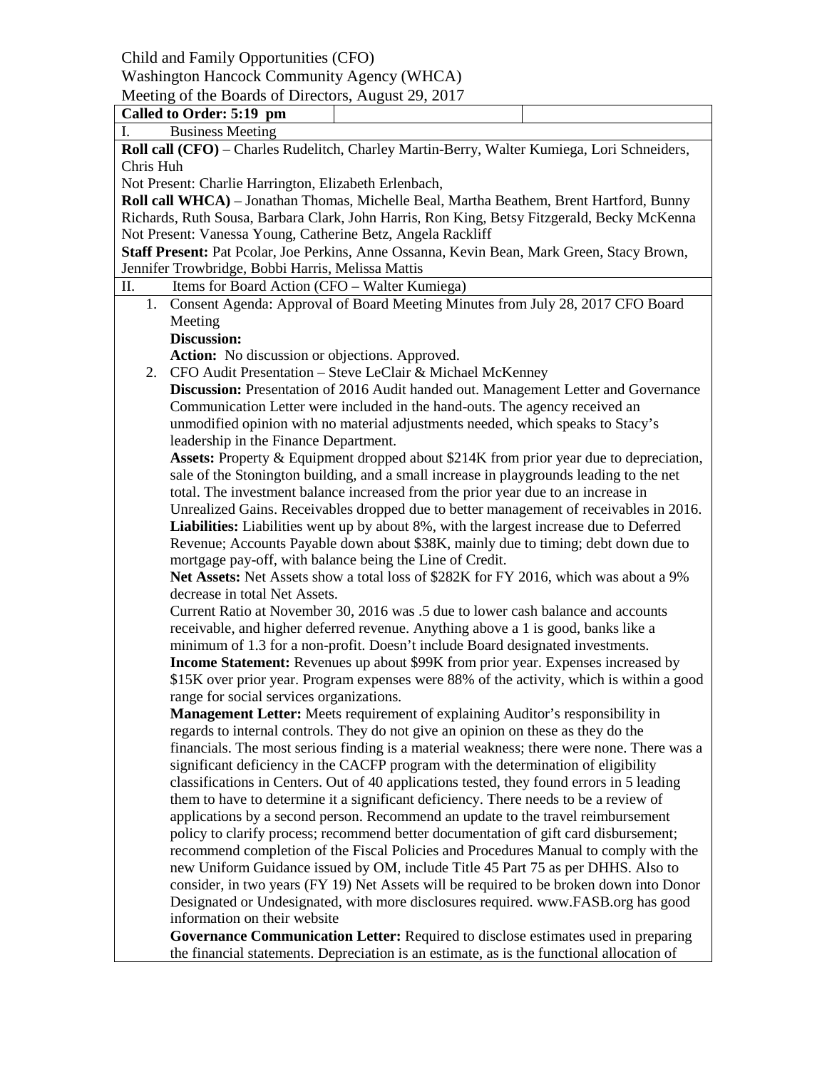Child and Family Opportunities (CFO)

Washington Hancock Community Agency (WHCA)

Meeting of the Boards of Directors, August 29, 2017

**Called to Order: 5:19 pm**

I. Business Meeting

**Roll call (CFO)** – Charles Rudelitch, Charley Martin-Berry, Walter Kumiega, Lori Schneiders, Chris Huh

Not Present: Charlie Harrington, Elizabeth Erlenbach,

**Roll call WHCA)** – Jonathan Thomas, Michelle Beal, Martha Beathem, Brent Hartford, Bunny Richards, Ruth Sousa, Barbara Clark, John Harris, Ron King, Betsy Fitzgerald, Becky McKenna

Not Present: Vanessa Young, Catherine Betz, Angela Rackliff

**Staff Present:** Pat Pcolar, Joe Perkins, Anne Ossanna, Kevin Bean, Mark Green, Stacy Brown, Jennifer Trowbridge, Bobbi Harris, Melissa Mattis

II. Items for Board Action (CFO – Walter Kumiega)

1. Consent Agenda: Approval of Board Meeting Minutes from July 28, 2017 CFO Board Meeting

   **Discussion:**

   **Action:** No discussion or objections. Approved.

2. CFO Audit Presentation – Steve LeClair & Michael McKenney

   **Discussion:** Presentation of 2016 Audit handed out. Management Letter and Governance Communication Letter were included in the hand-outs. The agency received an unmodified opinion with no material adjustments needed, which speaks to Stacy's leadership in the Finance Department.

   **Assets:** Property & Equipment dropped about \$214K from prior year due to depreciation, sale of the Stonington building, and a small increase in playgrounds leading to the net total. The investment balance increased from the prior year due to an increase in Unrealized Gains. Receivables dropped due to better management of receivables in 2016.

   **Liabilities:** Liabilities went up by about 8%, with the largest increase due to Deferred Revenue; Accounts Payable down about \$38K, mainly due to timing; debt down due to mortgage pay-off, with balance being the Line of Credit.

   **Net Assets:** Net Assets show a total loss of \$282K for FY 2016, which was about a 9% decrease in total Net Assets.

   Current Ratio at November 30, 2016 was .5 due to lower cash balance and accounts receivable, and higher deferred revenue. Anything above a 1 is good, banks like a minimum of 1.3 for a non-profit. Doesn't include Board designated investments.

   **Income Statement:** Revenues up about \$99K from prior year. Expenses increased by \$15K over prior year. Program expenses were 88% of the activity, which is within a good range for social services organizations.

   **Management Letter:** Meets requirement of explaining Auditor's responsibility in regards to internal controls. They do not give an opinion on these as they do the financials. The most serious finding is a material weakness; there were none. There was a significant deficiency in the CACFP program with the determination of eligibility classifications in Centers. Out of 40 applications tested, they found errors in 5 leading them to have to determine it a significant deficiency. There needs to be a review of applications by a second person. Recommend an update to the travel reimbursement policy to clarify process; recommend better documentation of gift card disbursement; recommend completion of the Fiscal Policies and Procedures Manual to comply with the new Uniform Guidance issued by OM, include Title 45 Part 75 as per DHHS. Also to consider, in two years (FY 19) Net Assets will be required to be broken down into Donor Designated or Undesignated, with more disclosures required. www.FASB.org has good information on their website

   **Governance Communication Letter:** Required to disclose estimates used in preparing the financial statements. Depreciation is an estimate, as is the functional allocation of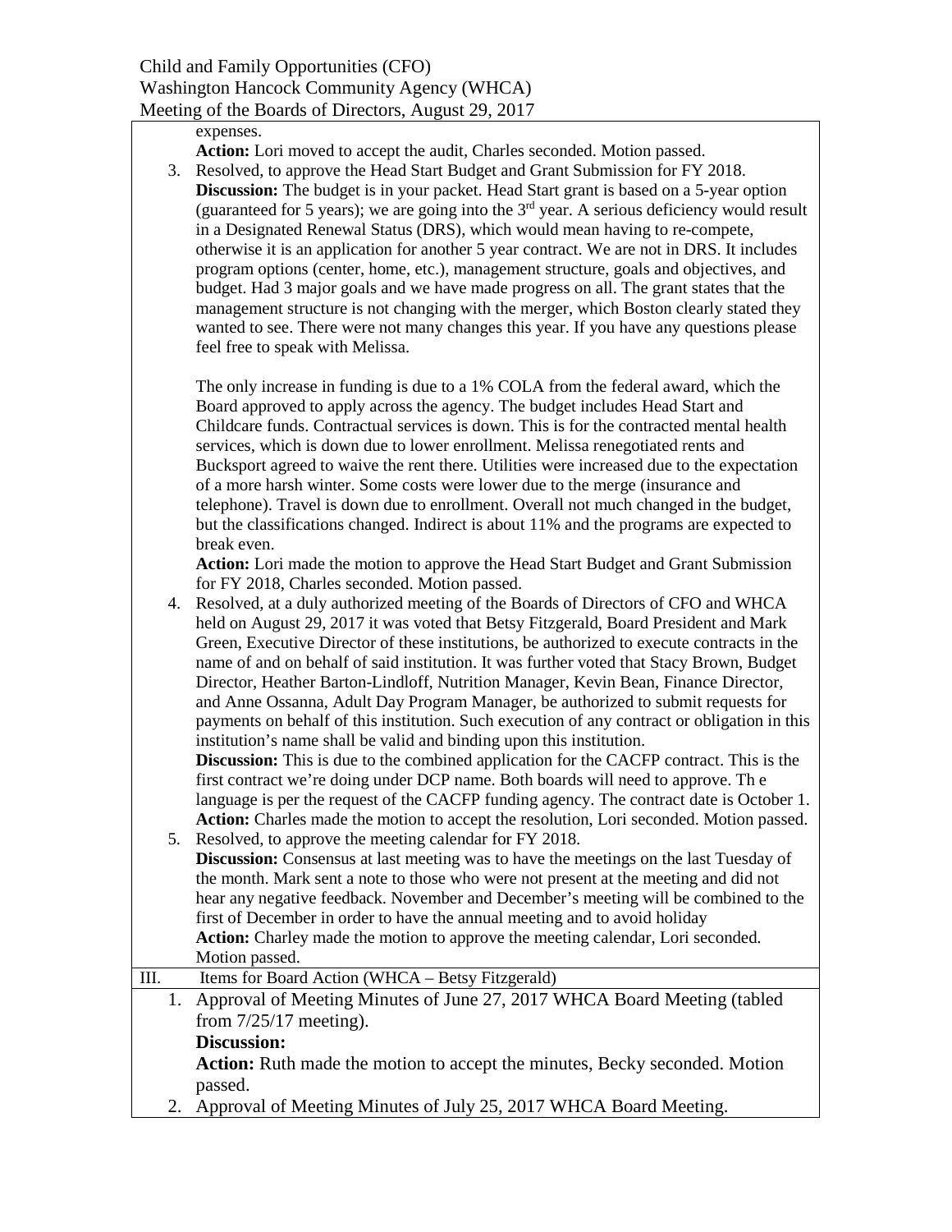expenses.

**Action:** Lori moved to accept the audit, Charles seconded. Motion passed.

3. Resolved, to approve the Head Start Budget and Grant Submission for FY 2018.
   **Discussion:** The budget is in your packet. Head Start grant is based on a 5-year option (guaranteed for 5 years); we are going into the 3rd year. A serious deficiency would result in a Designated Renewal Status (DRS), which would mean having to re-compete, otherwise it is an application for another 5 year contract. We are not in DRS. It includes program options (center, home, etc.), management structure, goals and objectives, and budget. Had 3 major goals and we have made progress on all. The grant states that the management structure is not changing with the merger, which Boston clearly stated they wanted to see. There were not many changes this year. If you have any questions please feel free to speak with Melissa.

   The only increase in funding is due to a 1% COLA from the federal award, which the Board approved to apply across the agency. The budget includes Head Start and Childcare funds. Contractual services is down. This is for the contracted mental health services, which is down due to lower enrollment. Melissa renegotiated rents and Bucksport agreed to waive the rent there. Utilities were increased due to the expectation of a more harsh winter. Some costs were lower due to the merge (insurance and telephone). Travel is down due to enrollment. Overall not much changed in the budget, but the classifications changed. Indirect is about 11% and the programs are expected to break even.
   **Action:** Lori made the motion to approve the Head Start Budget and Grant Submission for FY 2018, Charles seconded. Motion passed.

4. Resolved, at a duly authorized meeting of the Boards of Directors of CFO and WHCA held on August 29, 2017 it was voted that Betsy Fitzgerald, Board President and Mark Green, Executive Director of these institutions, be authorized to execute contracts in the name of and on behalf of said institution. It was further voted that Stacy Brown, Budget Director, Heather Barton-Lindloff, Nutrition Manager, Kevin Bean, Finance Director, and Anne Ossanna, Adult Day Program Manager, be authorized to submit requests for payments on behalf of this institution. Such execution of any contract or obligation in this institution's name shall be valid and binding upon this institution.
   **Discussion:** This is due to the combined application for the CACFP contract. This is the first contract we're doing under DCP name. Both boards will need to approve. Th e language is per the request of the CACFP funding agency. The contract date is October 1.
   **Action:** Charles made the motion to accept the resolution, Lori seconded. Motion passed.

5. Resolved, to approve the meeting calendar for FY 2018.
   **Discussion:** Consensus at last meeting was to have the meetings on the last Tuesday of the month. Mark sent a note to those who were not present at the meeting and did not hear any negative feedback. November and December's meeting will be combined to the first of December in order to have the annual meeting and to avoid holiday
   **Action:** Charley made the motion to approve the meeting calendar, Lori seconded. Motion passed.

III. Items for Board Action (WHCA – Betsy Fitzgerald)

1. Approval of Meeting Minutes of June 27, 2017 WHCA Board Meeting (tabled from 7/25/17 meeting).
   **Discussion:**
   **Action:** Ruth made the motion to accept the minutes, Becky seconded. Motion passed.
2. Approval of Meeting Minutes of July 25, 2017 WHCA Board Meeting.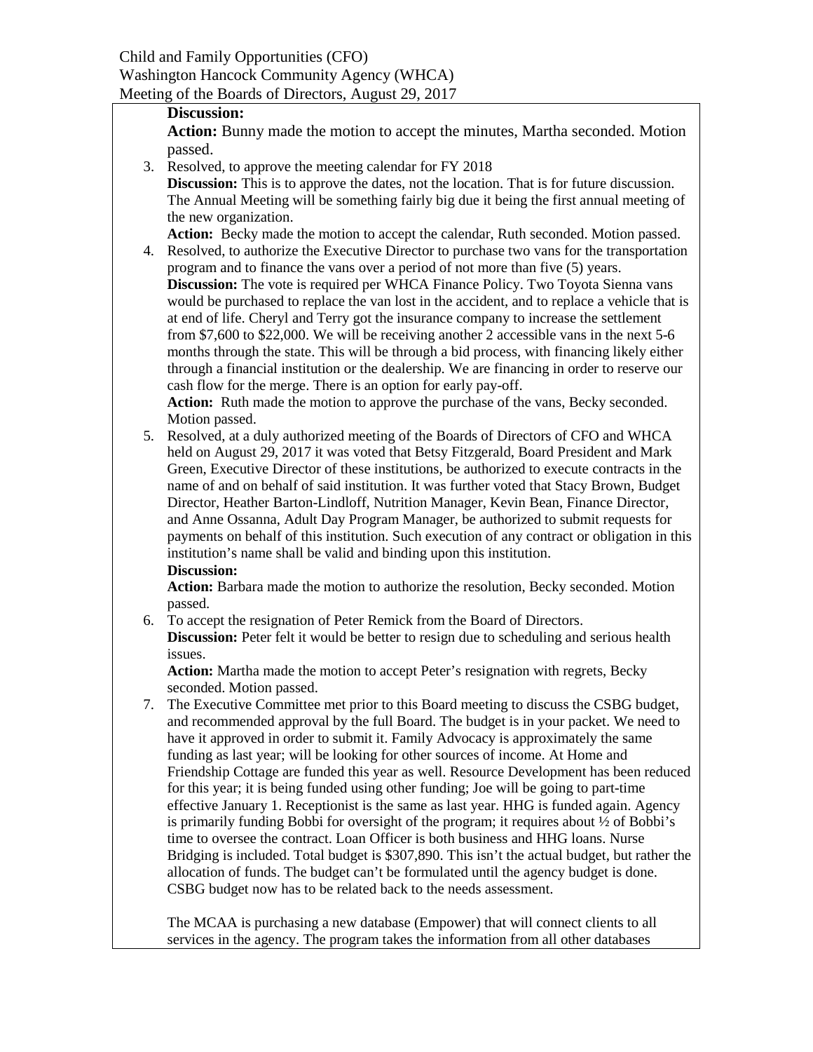**Discussion:**

**Action:** Bunny made the motion to accept the minutes, Martha seconded. Motion passed.

3. Resolved, to approve the meeting calendar for FY 2018

   **Discussion:** This is to approve the dates, not the location. That is for future discussion. The Annual Meeting will be something fairly big due it being the first annual meeting of the new organization.

   **Action:** Becky made the motion to accept the calendar, Ruth seconded. Motion passed.

4. Resolved, to authorize the Executive Director to purchase two vans for the transportation program and to finance the vans over a period of not more than five (5) years.

   **Discussion:** The vote is required per WHCA Finance Policy. Two Toyota Sienna vans would be purchased to replace the van lost in the accident, and to replace a vehicle that is at end of life. Cheryl and Terry got the insurance company to increase the settlement from $7,600 to $22,000. We will be receiving another 2 accessible vans in the next 5-6 months through the state. This will be through a bid process, with financing likely either through a financial institution or the dealership. We are financing in order to reserve our cash flow for the merge. There is an option for early pay-off.

   **Action:** Ruth made the motion to approve the purchase of the vans, Becky seconded. Motion passed.

5. Resolved, at a duly authorized meeting of the Boards of Directors of CFO and WHCA held on August 29, 2017 it was voted that Betsy Fitzgerald, Board President and Mark Green, Executive Director of these institutions, be authorized to execute contracts in the name of and on behalf of said institution. It was further voted that Stacy Brown, Budget Director, Heather Barton-Lindloff, Nutrition Manager, Kevin Bean, Finance Director, and Anne Ossanna, Adult Day Program Manager, be authorized to submit requests for payments on behalf of this institution. Such execution of any contract or obligation in this institution's name shall be valid and binding upon this institution.

   **Discussion:**

   **Action:** Barbara made the motion to authorize the resolution, Becky seconded. Motion passed.

6. To accept the resignation of Peter Remick from the Board of Directors.

   **Discussion:** Peter felt it would be better to resign due to scheduling and serious health issues.

   **Action:** Martha made the motion to accept Peter's resignation with regrets, Becky seconded. Motion passed.

7. The Executive Committee met prior to this Board meeting to discuss the CSBG budget, and recommended approval by the full Board. The budget is in your packet. We need to have it approved in order to submit it. Family Advocacy is approximately the same funding as last year; will be looking for other sources of income. At Home and Friendship Cottage are funded this year as well. Resource Development has been reduced for this year; it is being funded using other funding; Joe will be going to part-time effective January 1. Receptionist is the same as last year. HHG is funded again. Agency is primarily funding Bobbi for oversight of the program; it requires about ½ of Bobbi's time to oversee the contract. Loan Officer is both business and HHG loans. Nurse Bridging is included. Total budget is $307,890. This isn't the actual budget, but rather the allocation of funds. The budget can't be formulated until the agency budget is done. CSBG budget now has to be related back to the needs assessment.

   The MCAA is purchasing a new database (Empower) that will connect clients to all services in the agency. The program takes the information from all other databases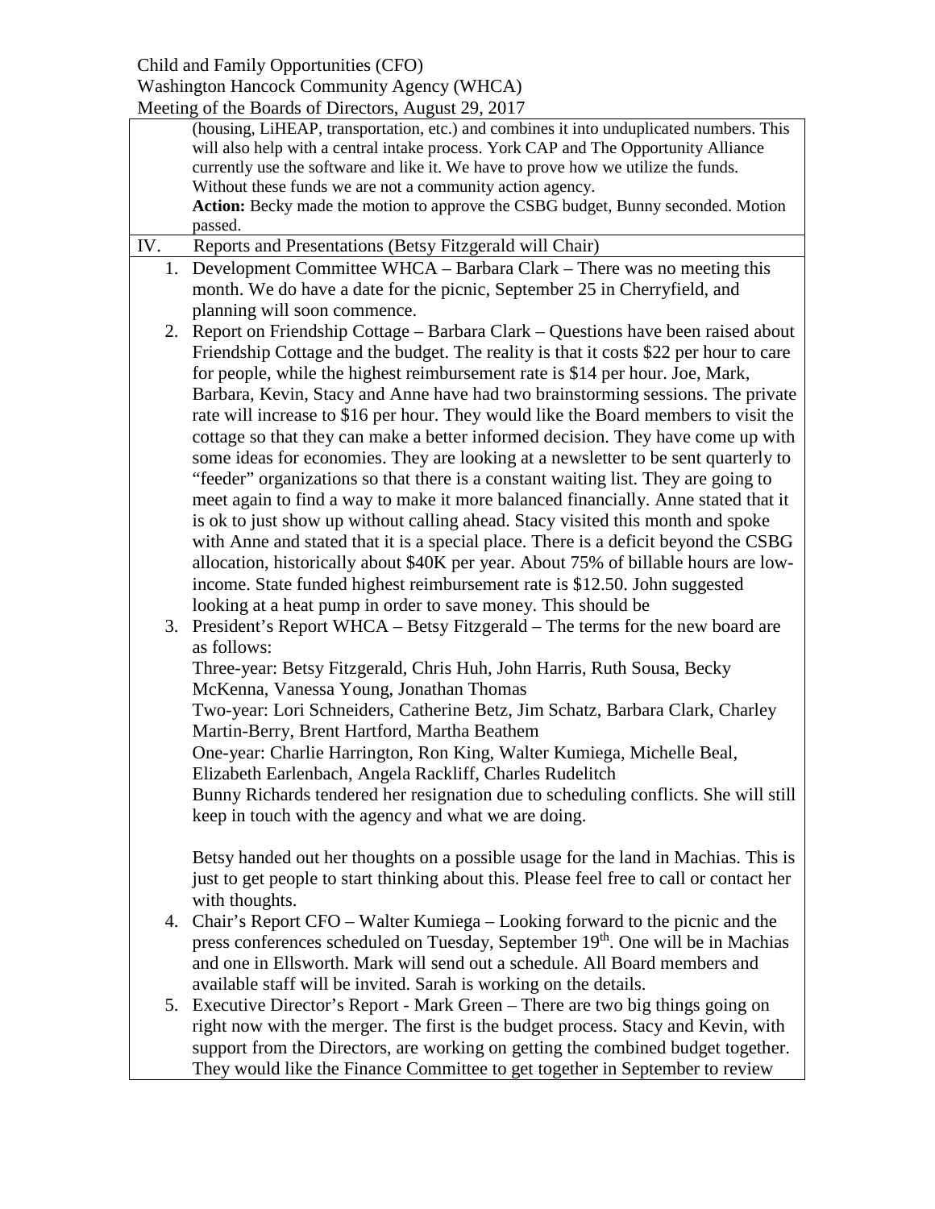Child and Family Opportunities (CFO)
Washington Hancock Community Agency (WHCA)
Meeting of the Boards of Directors, August 29, 2017

(housing, LiHEAP, transportation, etc.) and combines it into unduplicated numbers. This will also help with a central intake process. York CAP and The Opportunity Alliance currently use the software and like it. We have to prove how we utilize the funds. Without these funds we are not a community action agency.

**Action:** Becky made the motion to approve the CSBG budget, Bunny seconded. Motion passed.

IV. Reports and Presentations (Betsy Fitzgerald will Chair)

1. Development Committee WHCA – Barbara Clark – There was no meeting this month. We do have a date for the picnic, September 25 in Cherryfield, and planning will soon commence.
2. Report on Friendship Cottage – Barbara Clark – Questions have been raised about Friendship Cottage and the budget. The reality is that it costs $22 per hour to care for people, while the highest reimbursement rate is $14 per hour. Joe, Mark, Barbara, Kevin, Stacy and Anne have had two brainstorming sessions. The private rate will increase to $16 per hour. They would like the Board members to visit the cottage so that they can make a better informed decision. They have come up with some ideas for economies. They are looking at a newsletter to be sent quarterly to "feeder" organizations so that there is a constant waiting list. They are going to meet again to find a way to make it more balanced financially. Anne stated that it is ok to just show up without calling ahead. Stacy visited this month and spoke with Anne and stated that it is a special place. There is a deficit beyond the CSBG allocation, historically about $40K per year. About 75% of billable hours are low-income. State funded highest reimbursement rate is $12.50. John suggested looking at a heat pump in order to save money. This should be
3. President's Report WHCA – Betsy Fitzgerald – The terms for the new board are as follows:

   Three-year: Betsy Fitzgerald, Chris Huh, John Harris, Ruth Sousa, Becky McKenna, Vanessa Young, Jonathan Thomas

   Two-year: Lori Schneiders, Catherine Betz, Jim Schatz, Barbara Clark, Charley Martin-Berry, Brent Hartford, Martha Beathem

   One-year: Charlie Harrington, Ron King, Walter Kumiega, Michelle Beal, Elizabeth Earlenbach, Angela Rackliff, Charles Rudelitch

   Bunny Richards tendered her resignation due to scheduling conflicts. She will still keep in touch with the agency and what we are doing.

   Betsy handed out her thoughts on a possible usage for the land in Machias. This is just to get people to start thinking about this. Please feel free to call or contact her with thoughts.
4. Chair's Report CFO – Walter Kumiega – Looking forward to the picnic and the press conferences scheduled on Tuesday, September 19th. One will be in Machias and one in Ellsworth. Mark will send out a schedule. All Board members and available staff will be invited. Sarah is working on the details.
5. Executive Director's Report - Mark Green – There are two big things going on right now with the merger. The first is the budget process. Stacy and Kevin, with support from the Directors, are working on getting the combined budget together. They would like the Finance Committee to get together in September to review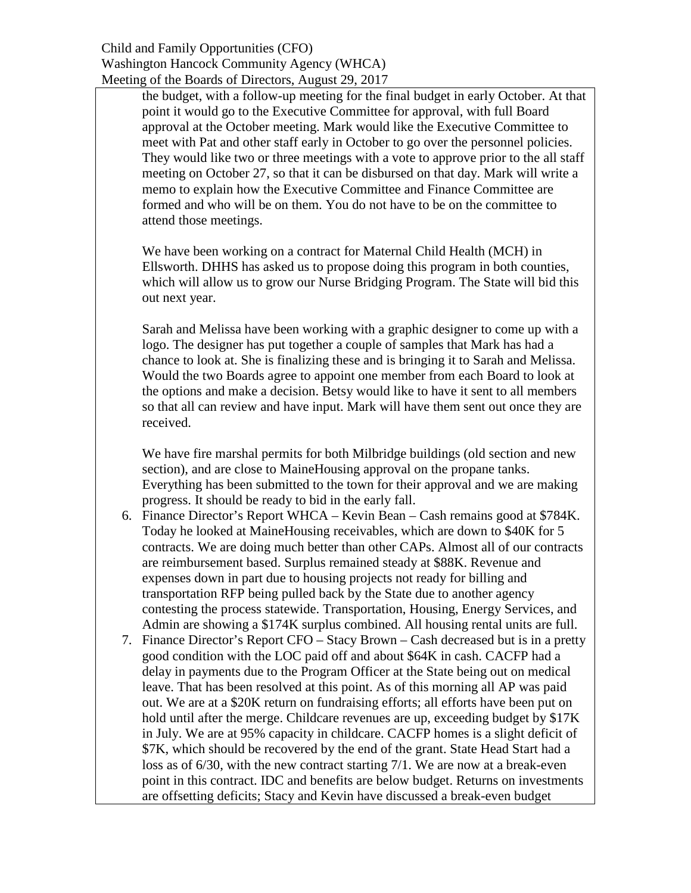the budget, with a follow-up meeting for the final budget in early October. At that point it would go to the Executive Committee for approval, with full Board approval at the October meeting. Mark would like the Executive Committee to meet with Pat and other staff early in October to go over the personnel policies. They would like two or three meetings with a vote to approve prior to the all staff meeting on October 27, so that it can be disbursed on that day. Mark will write a memo to explain how the Executive Committee and Finance Committee are formed and who will be on them. You do not have to be on the committee to attend those meetings.

We have been working on a contract for Maternal Child Health (MCH) in Ellsworth. DHHS has asked us to propose doing this program in both counties, which will allow us to grow our Nurse Bridging Program. The State will bid this out next year.

Sarah and Melissa have been working with a graphic designer to come up with a logo. The designer has put together a couple of samples that Mark has had a chance to look at. She is finalizing these and is bringing it to Sarah and Melissa. Would the two Boards agree to appoint one member from each Board to look at the options and make a decision. Betsy would like to have it sent to all members so that all can review and have input. Mark will have them sent out once they are received.

We have fire marshal permits for both Milbridge buildings (old section and new section), and are close to MaineHousing approval on the propane tanks. Everything has been submitted to the town for their approval and we are making progress. It should be ready to bid in the early fall.

6. Finance Director's Report WHCA – Kevin Bean – Cash remains good at $784K. Today he looked at MaineHousing receivables, which are down to $40K for 5 contracts. We are doing much better than other CAPs. Almost all of our contracts are reimbursement based. Surplus remained steady at $88K. Revenue and expenses down in part due to housing projects not ready for billing and transportation RFP being pulled back by the State due to another agency contesting the process statewide. Transportation, Housing, Energy Services, and Admin are showing a $174K surplus combined. All housing rental units are full.
7. Finance Director's Report CFO – Stacy Brown – Cash decreased but is in a pretty good condition with the LOC paid off and about $64K in cash. CACFP had a delay in payments due to the Program Officer at the State being out on medical leave. That has been resolved at this point. As of this morning all AP was paid out. We are at a $20K return on fundraising efforts; all efforts have been put on hold until after the merge. Childcare revenues are up, exceeding budget by $17K in July. We are at 95% capacity in childcare. CACFP homes is a slight deficit of $7K, which should be recovered by the end of the grant. State Head Start had a loss as of 6/30, with the new contract starting 7/1. We are now at a break-even point in this contract. IDC and benefits are below budget. Returns on investments are offsetting deficits; Stacy and Kevin have discussed a break-even budget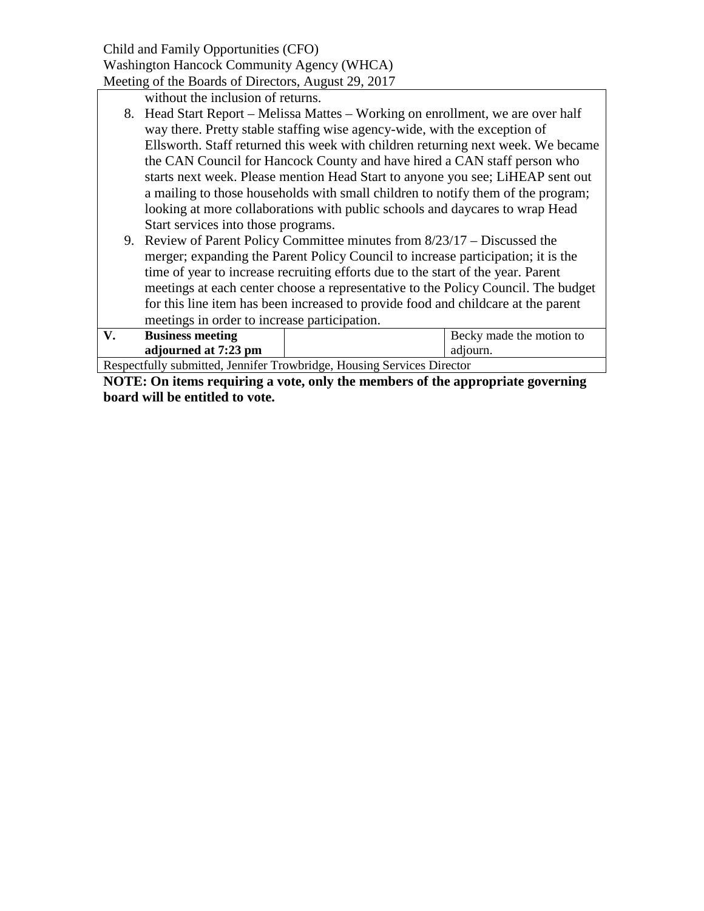without the inclusion of returns.

8. Head Start Report – Melissa Mattes – Working on enrollment, we are over half way there. Pretty stable staffing wise agency-wide, with the exception of Ellsworth. Staff returned this week with children returning next week. We became the CAN Council for Hancock County and have hired a CAN staff person who starts next week. Please mention Head Start to anyone you see; LiHEAP sent out a mailing to those households with small children to notify them of the program; looking at more collaborations with public schools and daycares to wrap Head Start services into those programs.
9. Review of Parent Policy Committee minutes from 8/23/17 – Discussed the merger; expanding the Parent Policy Council to increase participation; it is the time of year to increase recruiting efforts due to the start of the year. Parent meetings at each center choose a representative to the Policy Council. The budget for this line item has been increased to provide food and childcare at the parent meetings in order to increase participation.

| | | | |
|---|---|---|---|
| **V.** | **Business meeting adjourned at 7:23 pm** | | Becky made the motion to adjourn. |

Respectfully submitted, Jennifer Trowbridge, Housing Services Director

**NOTE: On items requiring a vote, only the members of the appropriate governing board will be entitled to vote.**